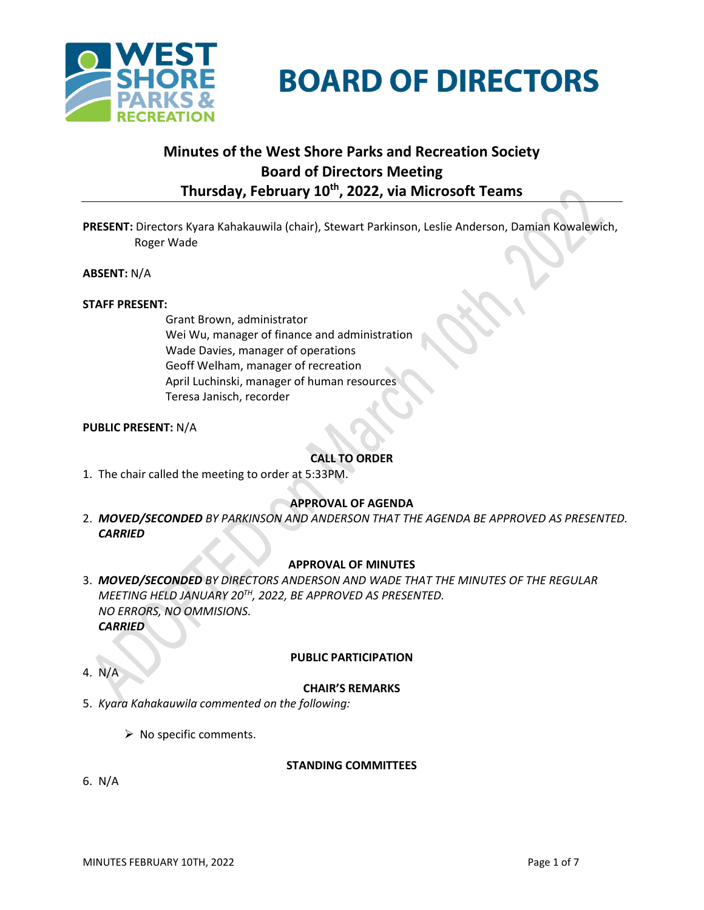# BOARD OF DIRECTORS

## Minutes of the West Shore Parks and Recreation Society Board of Directors Meeting Thursday, February 10th, 2022, via Microsoft Teams

**PRESENT:** Directors Kyara Kahakauwila (chair), Stewart Parkinson, Leslie Anderson, Damian Kowalewich, Roger Wade

**ABSENT:** N/A

**STAFF PRESENT:**

Grant Brown, administrator
Wei Wu, manager of finance and administration
Wade Davies, manager of operations
Geoff Welham, manager of recreation
April Luchinski, manager of human resources
Teresa Janisch, recorder

**PUBLIC PRESENT:** N/A

**CALL TO ORDER**

1. The chair called the meeting to order at 5:33PM.

**APPROVAL OF AGENDA**

2. ***MOVED/SECONDED*** *BY PARKINSON AND ANDERSON THAT THE AGENDA BE APPROVED AS PRESENTED.*
   ***CARRIED***

**APPROVAL OF MINUTES**

3. ***MOVED/SECONDED*** *BY DIRECTORS ANDERSON AND WADE THAT THE MINUTES OF THE REGULAR MEETING HELD JANUARY 20TH, 2022, BE APPROVED AS PRESENTED.*
   *NO ERRORS, NO OMMISIONS.*
   ***CARRIED***

**PUBLIC PARTICIPATION**

4. N/A

**CHAIR'S REMARKS**

5. *Kyara Kahakauwila commented on the following:*

   - No specific comments.

**STANDING COMMITTEES**

6. N/A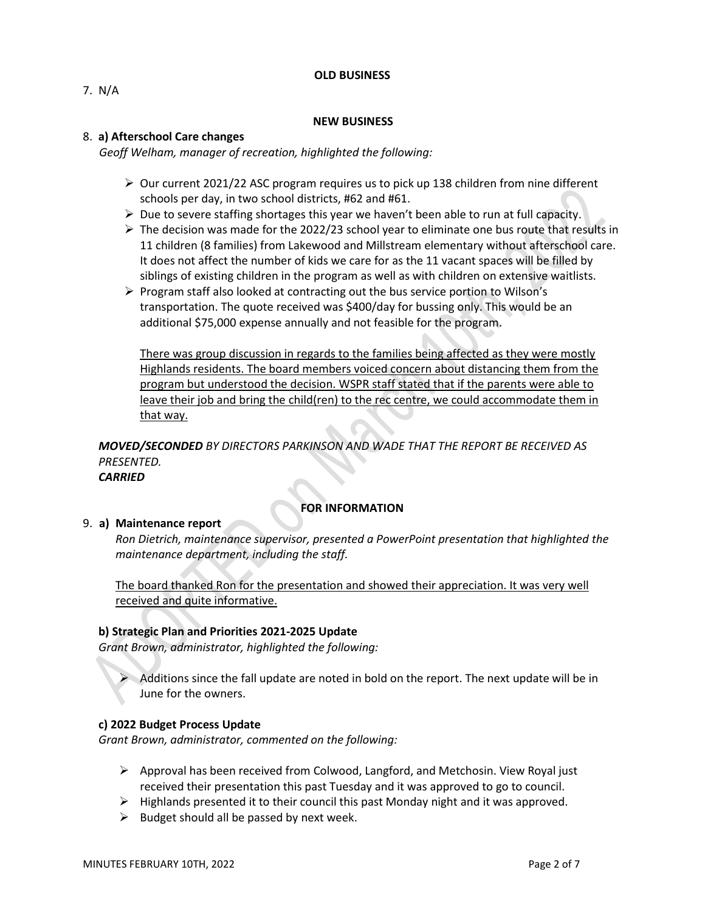**OLD BUSINESS**

7. N/A

**NEW BUSINESS**

8. **a) Afterschool Care changes**

*Geoff Welham, manager of recreation, highlighted the following:*

- Our current 2021/22 ASC program requires us to pick up 138 children from nine different schools per day, in two school districts, #62 and #61.
- Due to severe staffing shortages this year we haven't been able to run at full capacity.
- The decision was made for the 2022/23 school year to eliminate one bus route that results in 11 children (8 families) from Lakewood and Millstream elementary without afterschool care. It does not affect the number of kids we care for as the 11 vacant spaces will be filled by siblings of existing children in the program as well as with children on extensive waitlists.
- Program staff also looked at contracting out the bus service portion to Wilson's transportation. The quote received was $400/day for bussing only. This would be an additional $75,000 expense annually and not feasible for the program.

  <u>There was group discussion in regards to the families being affected as they were mostly Highlands residents. The board members voiced concern about distancing them from the program but understood the decision. WSPR staff stated that if the parents were able to leave their job and bring the child(ren) to the rec centre, we could accommodate them in that way.</u>

***MOVED/SECONDED*** *BY DIRECTORS PARKINSON AND WADE THAT THE REPORT BE RECEIVED AS PRESENTED.*
***CARRIED***

**FOR INFORMATION**

9. **a) Maintenance report**

*Ron Dietrich, maintenance supervisor, presented a PowerPoint presentation that highlighted the maintenance department, including the staff.*

<u>The board thanked Ron for the presentation and showed their appreciation. It was very well received and quite informative.</u>

**b) Strategic Plan and Priorities 2021-2025 Update**

*Grant Brown, administrator, highlighted the following:*

- Additions since the fall update are noted in bold on the report. The next update will be in June for the owners.

**c) 2022 Budget Process Update**

*Grant Brown, administrator, commented on the following:*

- Approval has been received from Colwood, Langford, and Metchosin. View Royal just received their presentation this past Tuesday and it was approved to go to council.
- Highlands presented it to their council this past Monday night and it was approved.
- Budget should all be passed by next week.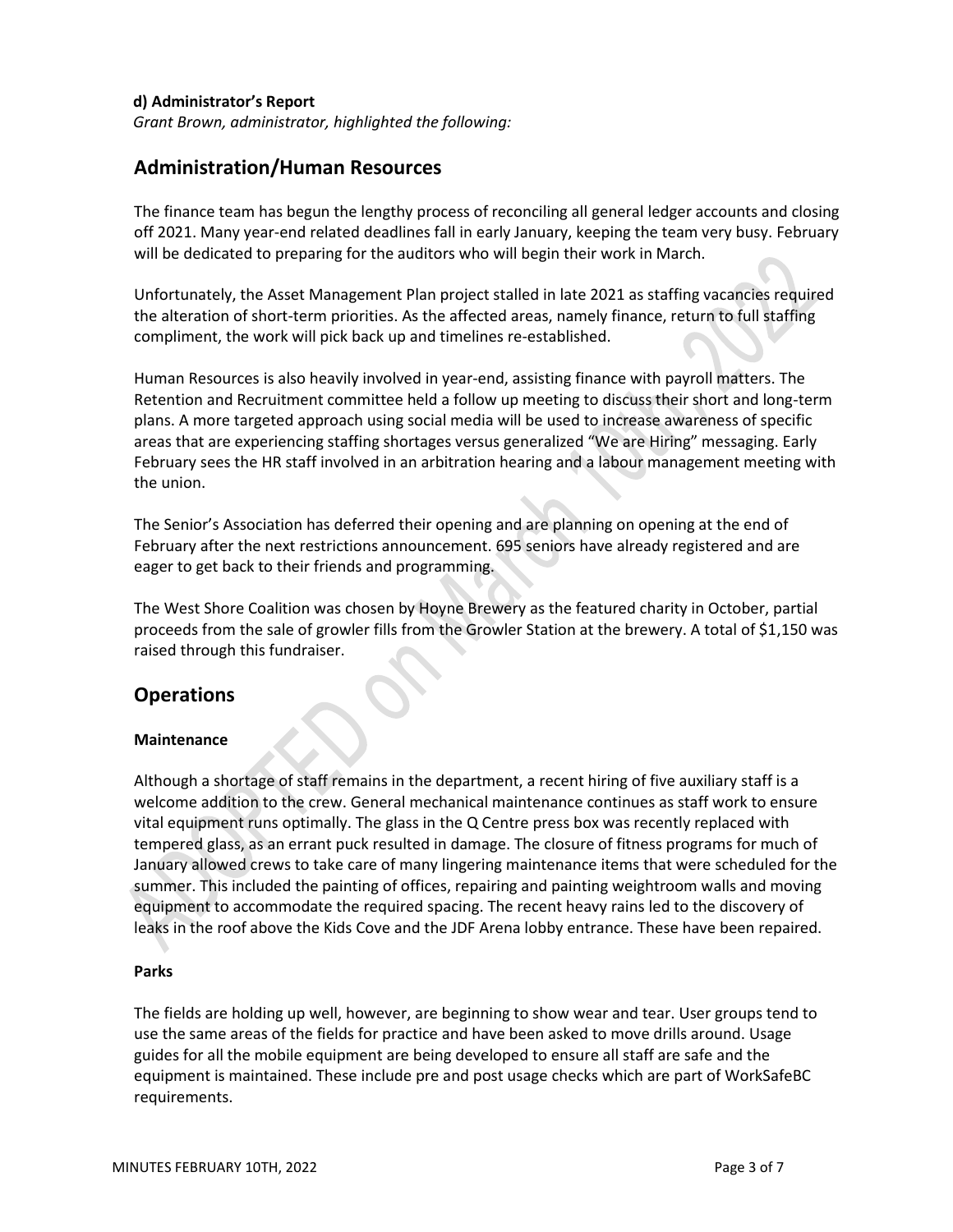**d) Administrator's Report**
*Grant Brown, administrator, highlighted the following:*

## Administration/Human Resources

The finance team has begun the lengthy process of reconciling all general ledger accounts and closing off 2021. Many year-end related deadlines fall in early January, keeping the team very busy. February will be dedicated to preparing for the auditors who will begin their work in March.

Unfortunately, the Asset Management Plan project stalled in late 2021 as staffing vacancies required the alteration of short-term priorities. As the affected areas, namely finance, return to full staffing compliment, the work will pick back up and timelines re-established.

Human Resources is also heavily involved in year-end, assisting finance with payroll matters. The Retention and Recruitment committee held a follow up meeting to discuss their short and long-term plans. A more targeted approach using social media will be used to increase awareness of specific areas that are experiencing staffing shortages versus generalized "We are Hiring" messaging. Early February sees the HR staff involved in an arbitration hearing and a labour management meeting with the union.

The Senior's Association has deferred their opening and are planning on opening at the end of February after the next restrictions announcement. 695 seniors have already registered and are eager to get back to their friends and programming.

The West Shore Coalition was chosen by Hoyne Brewery as the featured charity in October, partial proceeds from the sale of growler fills from the Growler Station at the brewery. A total of $1,150 was raised through this fundraiser.

## Operations

### Maintenance

Although a shortage of staff remains in the department, a recent hiring of five auxiliary staff is a welcome addition to the crew. General mechanical maintenance continues as staff work to ensure vital equipment runs optimally. The glass in the Q Centre press box was recently replaced with tempered glass, as an errant puck resulted in damage. The closure of fitness programs for much of January allowed crews to take care of many lingering maintenance items that were scheduled for the summer. This included the painting of offices, repairing and painting weightroom walls and moving equipment to accommodate the required spacing. The recent heavy rains led to the discovery of leaks in the roof above the Kids Cove and the JDF Arena lobby entrance. These have been repaired.

### Parks

The fields are holding up well, however, are beginning to show wear and tear. User groups tend to use the same areas of the fields for practice and have been asked to move drills around. Usage guides for all the mobile equipment are being developed to ensure all staff are safe and the equipment is maintained. These include pre and post usage checks which are part of WorkSafeBC requirements.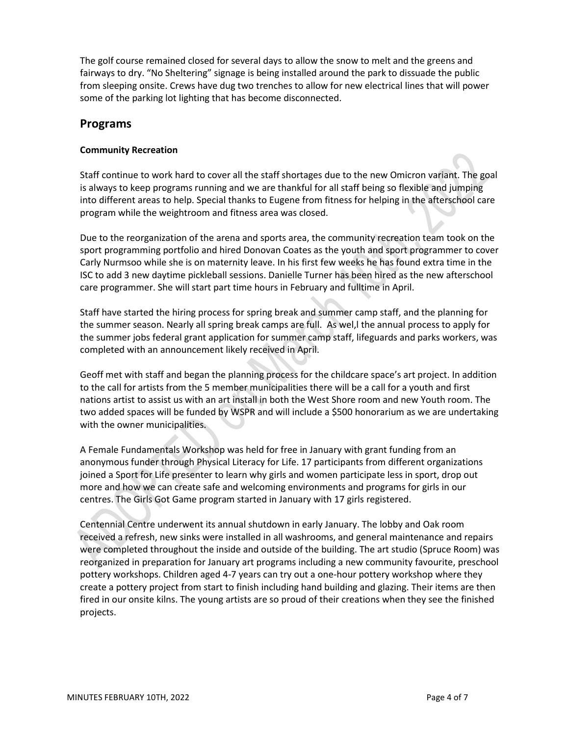The golf course remained closed for several days to allow the snow to melt and the greens and fairways to dry. "No Sheltering" signage is being installed around the park to dissuade the public from sleeping onsite. Crews have dug two trenches to allow for new electrical lines that will power some of the parking lot lighting that has become disconnected.

## Programs

**Community Recreation**

Staff continue to work hard to cover all the staff shortages due to the new Omicron variant. The goal is always to keep programs running and we are thankful for all staff being so flexible and jumping into different areas to help. Special thanks to Eugene from fitness for helping in the afterschool care program while the weightroom and fitness area was closed.

Due to the reorganization of the arena and sports area, the community recreation team took on the sport programming portfolio and hired Donovan Coates as the youth and sport programmer to cover Carly Nurmsoo while she is on maternity leave. In his first few weeks he has found extra time in the ISC to add 3 new daytime pickleball sessions. Danielle Turner has been hired as the new afterschool care programmer. She will start part time hours in February and fulltime in April.

Staff have started the hiring process for spring break and summer camp staff, and the planning for the summer season. Nearly all spring break camps are full. As wel,l the annual process to apply for the summer jobs federal grant application for summer camp staff, lifeguards and parks workers, was completed with an announcement likely received in April.

Geoff met with staff and began the planning process for the childcare space's art project. In addition to the call for artists from the 5 member municipalities there will be a call for a youth and first nations artist to assist us with an art install in both the West Shore room and new Youth room. The two added spaces will be funded by WSPR and will include a $500 honorarium as we are undertaking with the owner municipalities.

A Female Fundamentals Workshop was held for free in January with grant funding from an anonymous funder through Physical Literacy for Life. 17 participants from different organizations joined a Sport for Life presenter to learn why girls and women participate less in sport, drop out more and how we can create safe and welcoming environments and programs for girls in our centres. The Girls Got Game program started in January with 17 girls registered.

Centennial Centre underwent its annual shutdown in early January. The lobby and Oak room received a refresh, new sinks were installed in all washrooms, and general maintenance and repairs were completed throughout the inside and outside of the building. The art studio (Spruce Room) was reorganized in preparation for January art programs including a new community favourite, preschool pottery workshops. Children aged 4-7 years can try out a one-hour pottery workshop where they create a pottery project from start to finish including hand building and glazing. Their items are then fired in our onsite kilns. The young artists are so proud of their creations when they see the finished projects.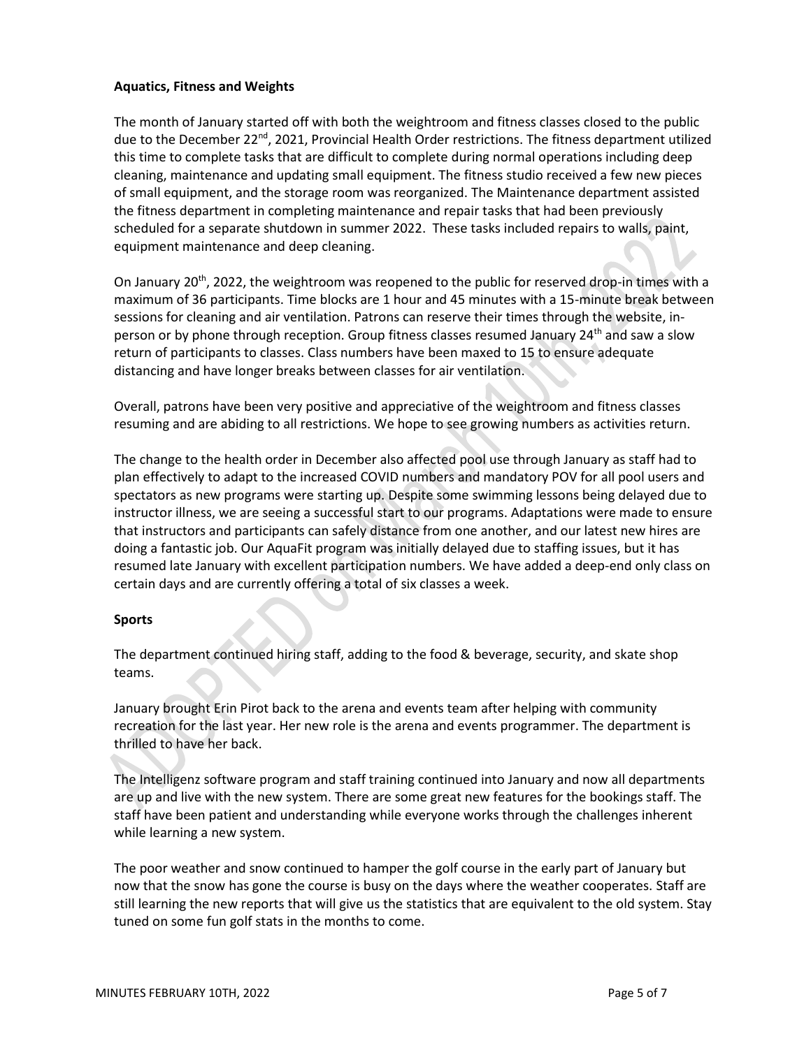**Aquatics, Fitness and Weights**

The month of January started off with both the weightroom and fitness classes closed to the public due to the December 22nd, 2021, Provincial Health Order restrictions. The fitness department utilized this time to complete tasks that are difficult to complete during normal operations including deep cleaning, maintenance and updating small equipment. The fitness studio received a few new pieces of small equipment, and the storage room was reorganized. The Maintenance department assisted the fitness department in completing maintenance and repair tasks that had been previously scheduled for a separate shutdown in summer 2022. These tasks included repairs to walls, paint, equipment maintenance and deep cleaning.

On January 20th, 2022, the weightroom was reopened to the public for reserved drop-in times with a maximum of 36 participants. Time blocks are 1 hour and 45 minutes with a 15-minute break between sessions for cleaning and air ventilation. Patrons can reserve their times through the website, in-person or by phone through reception. Group fitness classes resumed January 24th and saw a slow return of participants to classes. Class numbers have been maxed to 15 to ensure adequate distancing and have longer breaks between classes for air ventilation.

Overall, patrons have been very positive and appreciative of the weightroom and fitness classes resuming and are abiding to all restrictions. We hope to see growing numbers as activities return.

The change to the health order in December also affected pool use through January as staff had to plan effectively to adapt to the increased COVID numbers and mandatory POV for all pool users and spectators as new programs were starting up. Despite some swimming lessons being delayed due to instructor illness, we are seeing a successful start to our programs. Adaptations were made to ensure that instructors and participants can safely distance from one another, and our latest new hires are doing a fantastic job. Our AquaFit program was initially delayed due to staffing issues, but it has resumed late January with excellent participation numbers. We have added a deep-end only class on certain days and are currently offering a total of six classes a week.

**Sports**

The department continued hiring staff, adding to the food & beverage, security, and skate shop teams.

January brought Erin Pirot back to the arena and events team after helping with community recreation for the last year. Her new role is the arena and events programmer. The department is thrilled to have her back.

The Intelligenz software program and staff training continued into January and now all departments are up and live with the new system. There are some great new features for the bookings staff. The staff have been patient and understanding while everyone works through the challenges inherent while learning a new system.

The poor weather and snow continued to hamper the golf course in the early part of January but now that the snow has gone the course is busy on the days where the weather cooperates. Staff are still learning the new reports that will give us the statistics that are equivalent to the old system. Stay tuned on some fun golf stats in the months to come.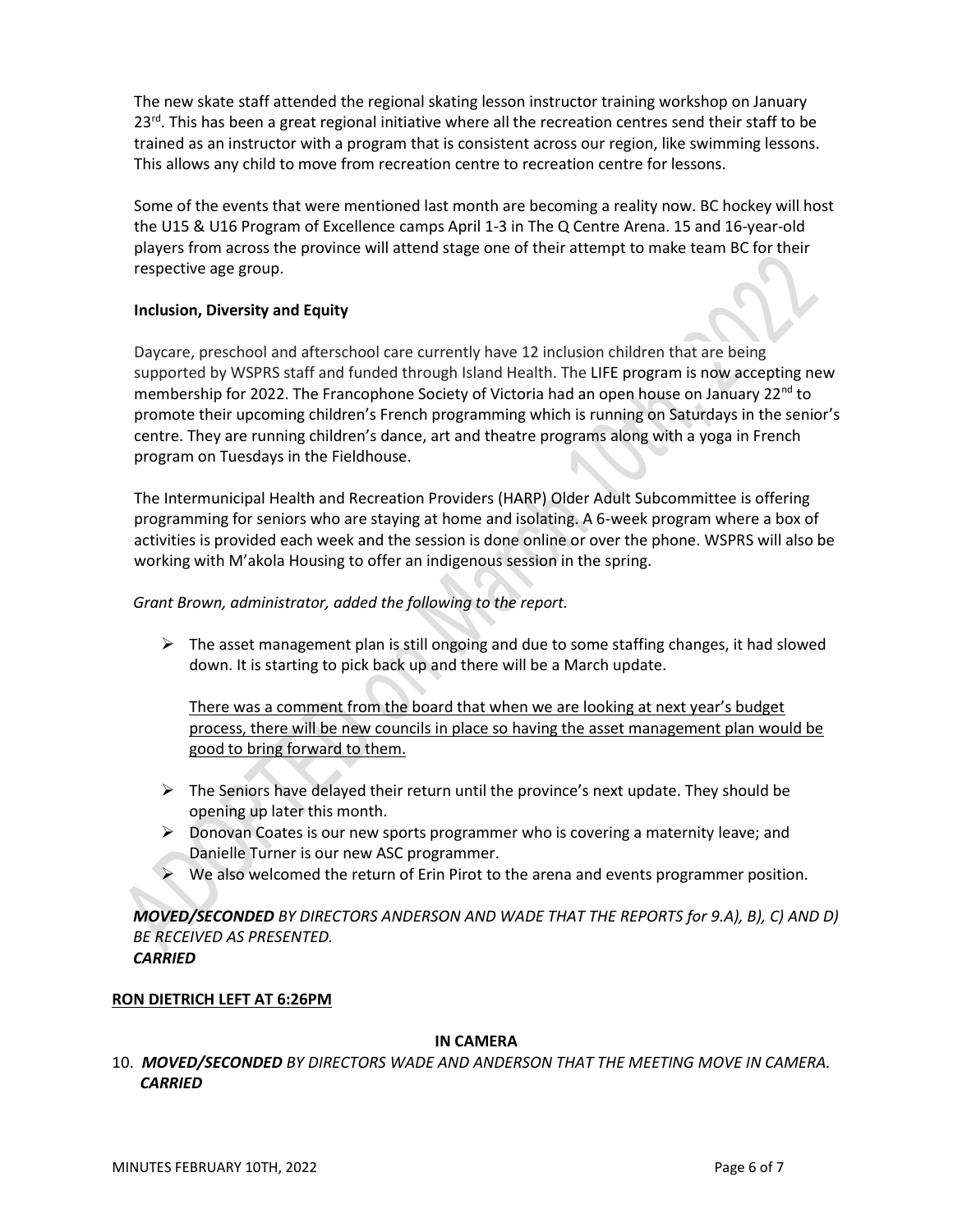The new skate staff attended the regional skating lesson instructor training workshop on January 23rd. This has been a great regional initiative where all the recreation centres send their staff to be trained as an instructor with a program that is consistent across our region, like swimming lessons. This allows any child to move from recreation centre to recreation centre for lessons.

Some of the events that were mentioned last month are becoming a reality now. BC hockey will host the U15 & U16 Program of Excellence camps April 1-3 in The Q Centre Arena. 15 and 16-year-old players from across the province will attend stage one of their attempt to make team BC for their respective age group.

**Inclusion, Diversity and Equity**

Daycare, preschool and afterschool care currently have 12 inclusion children that are being supported by WSPRS staff and funded through Island Health. The LIFE program is now accepting new membership for 2022. The Francophone Society of Victoria had an open house on January 22nd to promote their upcoming children's French programming which is running on Saturdays in the senior's centre. They are running children's dance, art and theatre programs along with a yoga in French program on Tuesdays in the Fieldhouse.

The Intermunicipal Health and Recreation Providers (HARP) Older Adult Subcommittee is offering programming for seniors who are staying at home and isolating. A 6-week program where a box of activities is provided each week and the session is done online or over the phone. WSPRS will also be working with M'akola Housing to offer an indigenous session in the spring.

*Grant Brown, administrator, added the following to the report.*

- The asset management plan is still ongoing and due to some staffing changes, it had slowed down. It is starting to pick back up and there will be a March update.

  <u>There was a comment from the board that when we are looking at next year's budget process, there will be new councils in place so having the asset management plan would be good to bring forward to them.</u>

- The Seniors have delayed their return until the province's next update. They should be opening up later this month.
- Donovan Coates is our new sports programmer who is covering a maternity leave; and Danielle Turner is our new ASC programmer.
- We also welcomed the return of Erin Pirot to the arena and events programmer position.

***MOVED/SECONDED*** *BY DIRECTORS ANDERSON AND WADE THAT THE REPORTS for 9.A), B), C) AND D) BE RECEIVED AS PRESENTED.*
***CARRIED***

**<u>RON DIETRICH LEFT AT 6:26PM</u>**

**IN CAMERA**

10. ***MOVED/SECONDED*** *BY DIRECTORS WADE AND ANDERSON THAT THE MEETING MOVE IN CAMERA.*
    ***CARRIED***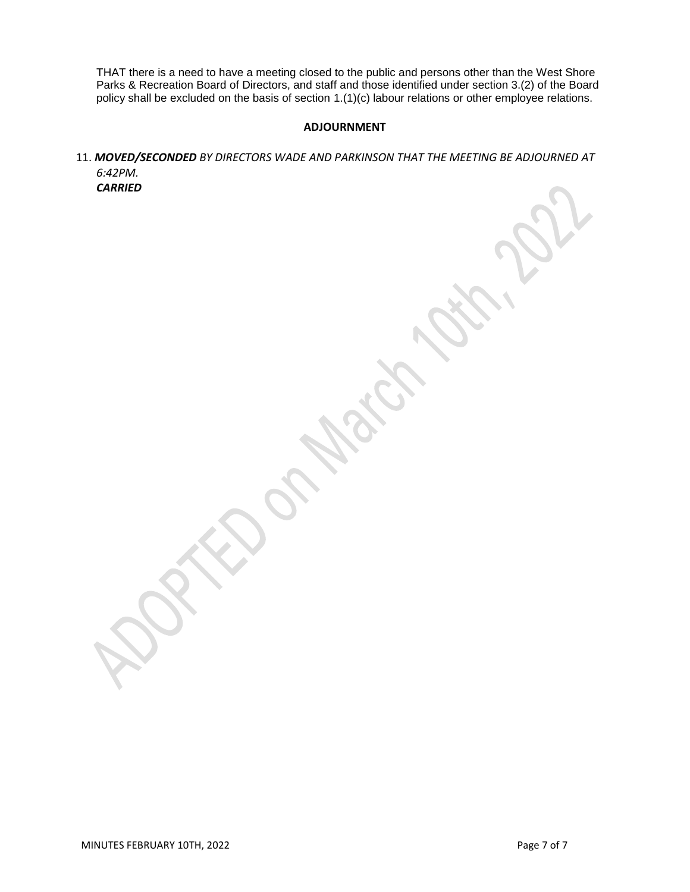THAT there is a need to have a meeting closed to the public and persons other than the West Shore Parks & Recreation Board of Directors, and staff and those identified under section 3.(2) of the Board policy shall be excluded on the basis of section 1.(1)(c) labour relations or other employee relations.

## ADJOURNMENT

11. ***MOVED/SECONDED*** *BY DIRECTORS WADE AND PARKINSON THAT THE MEETING BE ADJOURNED AT 6:42PM.*
***CARRIED***

ADOPTED on March 10th, 2022